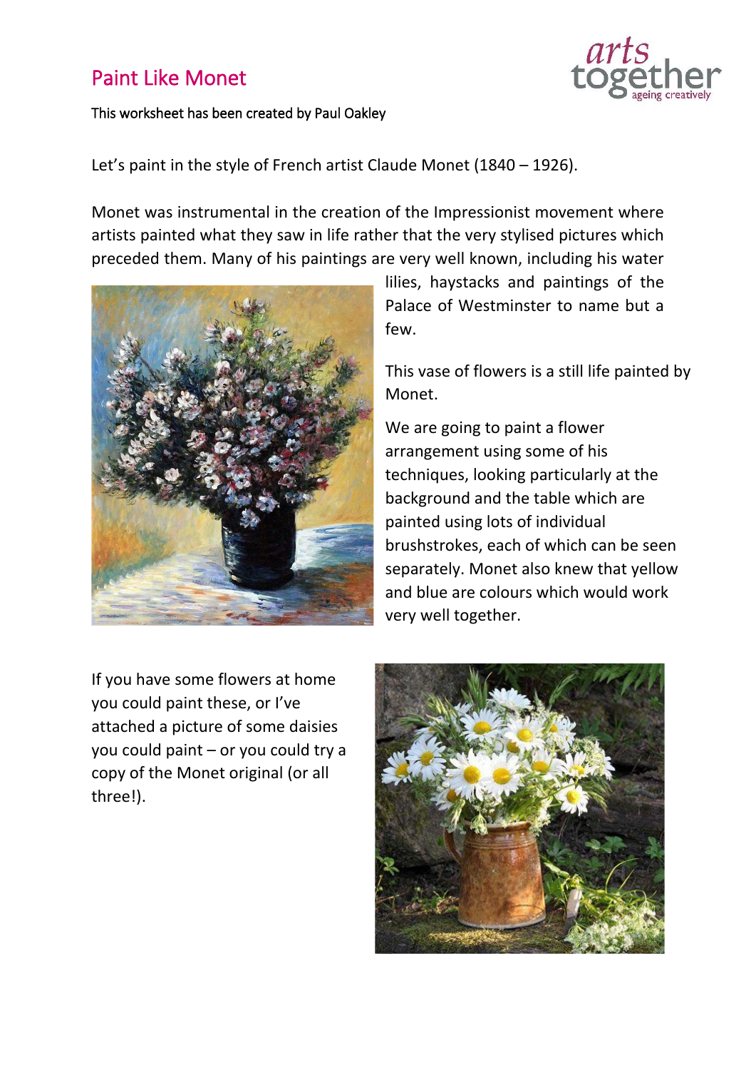# Paint Like Monet

This worksheet has been created by Paul Oakley

Let's paint in the style of French artist Claude Monet (1840 – 1926).

Monet was instrumental in the creation of the Impressionist movement where artists painted what they saw in life rather that the very stylised pictures which preceded them. Many of his paintings are very well known, including his water lilies, haystacks and paintings of the Palace of Westminster to name but a few.

This vase of flowers is a still life painted by Monet.

We are going to paint a flower arrangement using some of his techniques, looking particularly at the background and the table which are painted using lots of individual brushstrokes, each of which can be seen separately. Monet also knew that yellow and blue are colours which would work very well together.

If you have some flowers at home you could paint these, or I've attached a picture of some daisies you could paint – or you could try a copy of the Monet original (or all three!).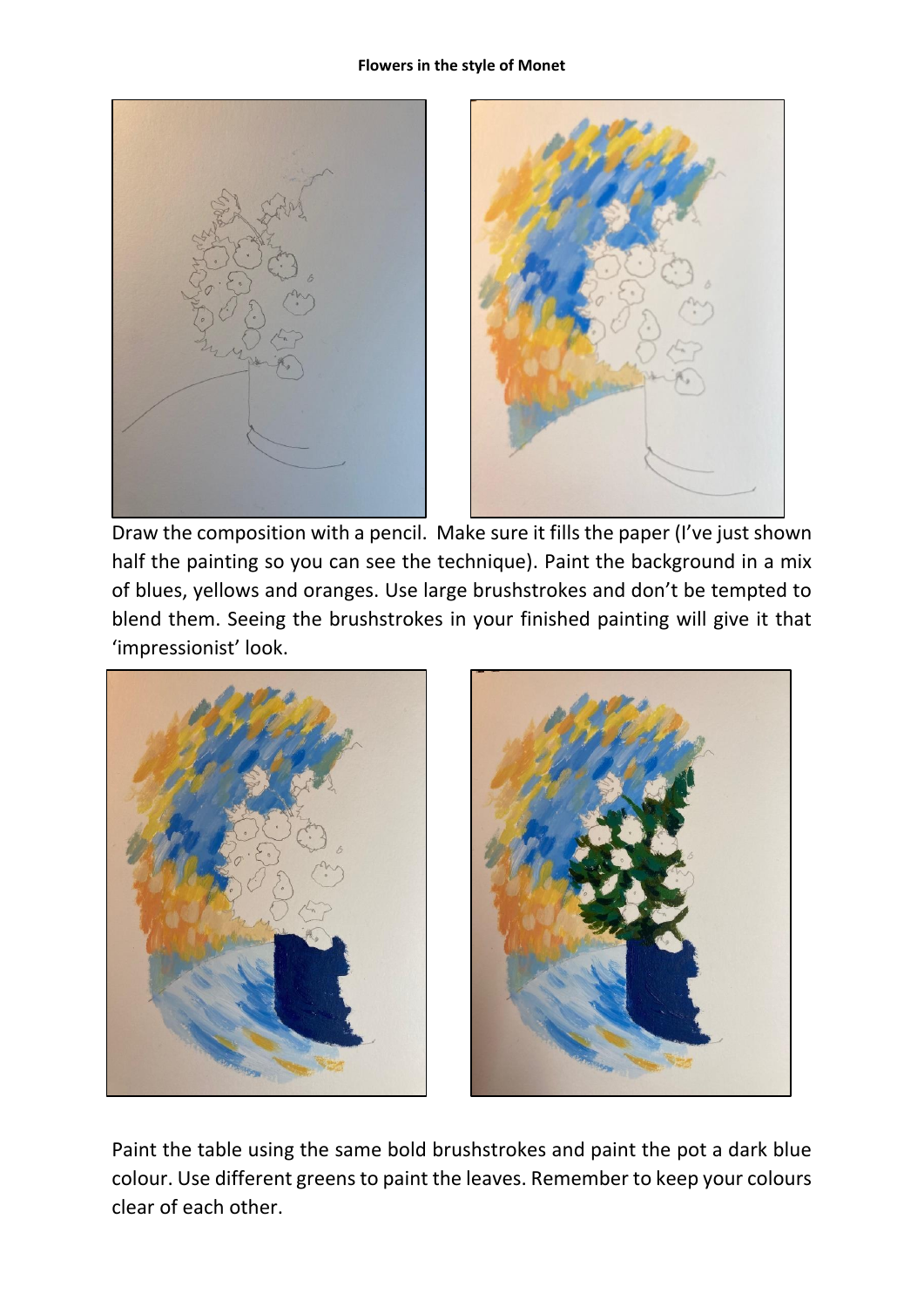**Flowers in the style of Monet**

Draw the composition with a pencil. Make sure it fills the paper (I've just shown half the painting so you can see the technique). Paint the background in a mix of blues, yellows and oranges. Use large brushstrokes and don't be tempted to blend them. Seeing the brushstrokes in your finished painting will give it that 'impressionist' look.

Paint the table using the same bold brushstrokes and paint the pot a dark blue colour. Use different greens to paint the leaves. Remember to keep your colours clear of each other.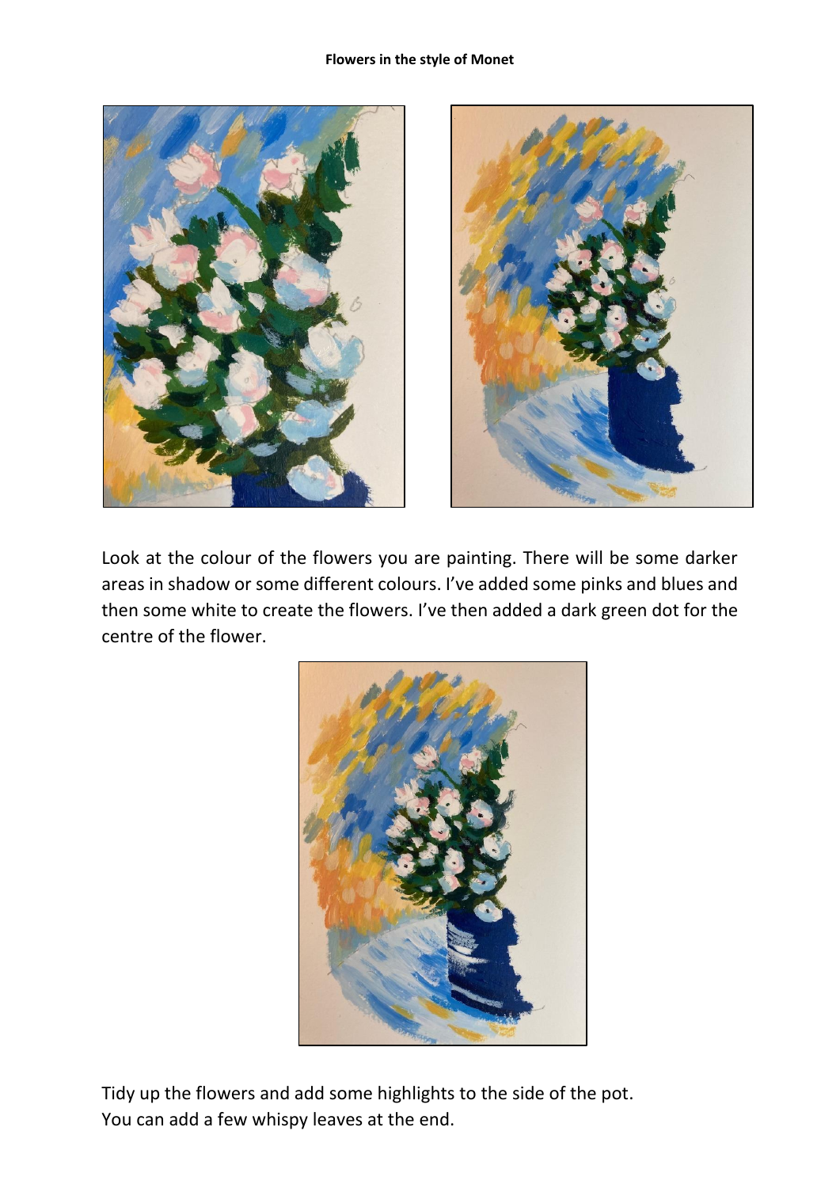**Flowers in the style of Monet**

Look at the colour of the flowers you are painting. There will be some darker areas in shadow or some different colours. I've added some pinks and blues and then some white to create the flowers. I've then added a dark green dot for the centre of the flower.

Tidy up the flowers and add some highlights to the side of the pot.
You can add a few whispy leaves at the end.